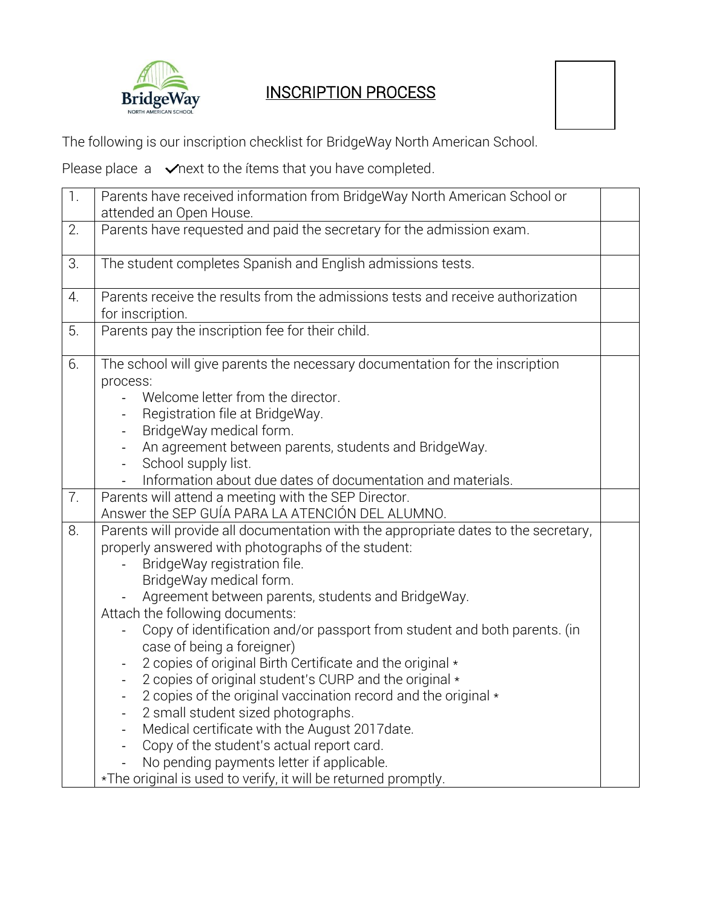# INSCRIPTION PROCESS

The following is our inscription checklist for BridgeWay North American School.

Please place a ✓next to the ítems that you have completed.

| 1. | Parents have received information from BridgeWay North American School or attended an Open House. | |
|---|---|---|
| 2. | Parents have requested and paid the secretary for the admission exam. | |
| 3. | The student completes Spanish and English admissions tests. | |
| 4. | Parents receive the results from the admissions tests and receive authorization for inscription. | |
| 5. | Parents pay the inscription fee for their child. | |
| 6. | The school will give parents the necessary documentation for the inscription process:<br>- Welcome letter from the director.<br>- Registration file at BridgeWay.<br>- BridgeWay medical form.<br>- An agreement between parents, students and BridgeWay.<br>- School supply list.<br>- Information about due dates of documentation and materials. | |
| 7. | Parents will attend a meeting with the SEP Director.<br>Answer the SEP GUÍA PARA LA ATENCIÓN DEL ALUMNO. | |
| 8. | Parents will provide all documentation with the appropriate dates to the secretary, properly answered with photographs of the student:<br>- BridgeWay registration file.<br>BridgeWay medical form.<br>- Agreement between parents, students and BridgeWay.<br>Attach the following documents:<br>- Copy of identification and/or passport from student and both parents. (in case of being a foreigner)<br>- 2 copies of original Birth Certificate and the original *<br>- 2 copies of original student's CURP and the original *<br>- 2 copies of the original vaccination record and the original *<br>- 2 small student sized photographs.<br>- Medical certificate with the August 2017date.<br>- Copy of the student's actual report card.<br>- No pending payments letter if applicable.<br>*The original is used to verify, it will be returned promptly. | |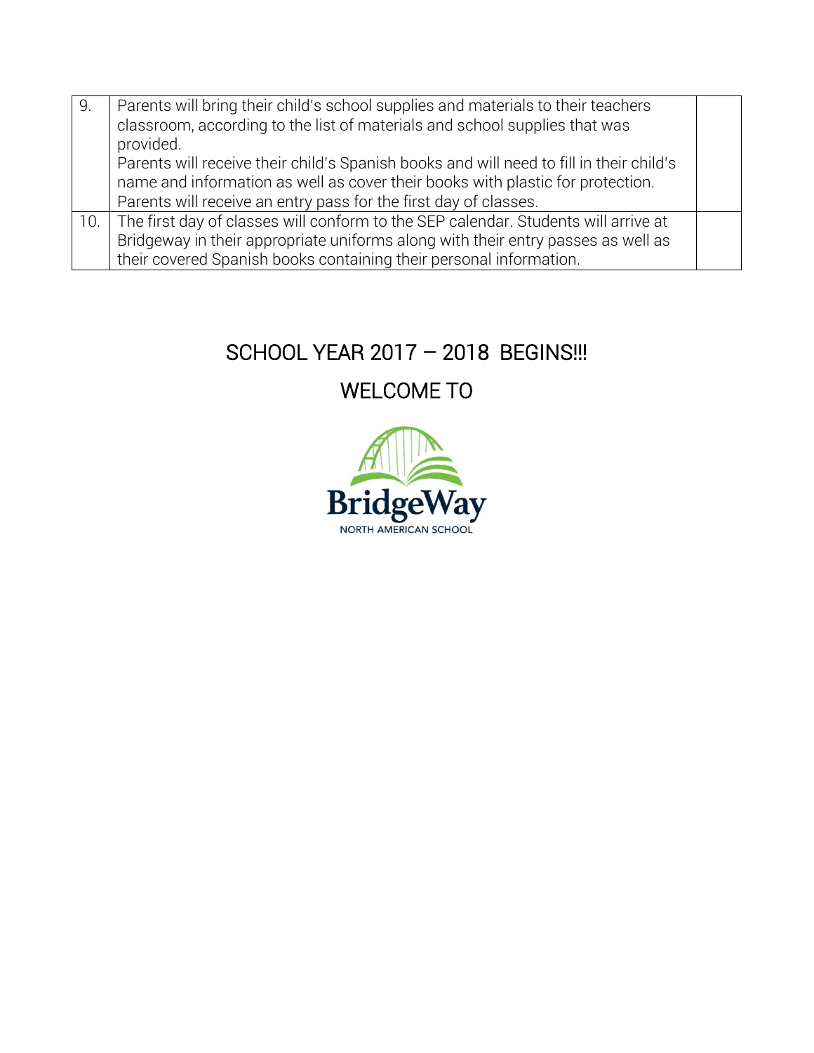| | | |
|---|---|---|
| 9. | Parents will bring their child's school supplies and materials to their teachers classroom, according to the list of materials and school supplies that was provided.<br>Parents will receive their child's Spanish books and will need to fill in their child's name and information as well as cover their books with plastic for protection.<br>Parents will receive an entry pass for the first day of classes. | |
| 10. | The first day of classes will conform to the SEP calendar. Students will arrive at Bridgeway in their appropriate uniforms along with their entry passes as well as their covered Spanish books containing their personal information. | |

## SCHOOL YEAR 2017 – 2018 BEGINS!!!

## WELCOME TO

BridgeWay
NORTH AMERICAN SCHOOL